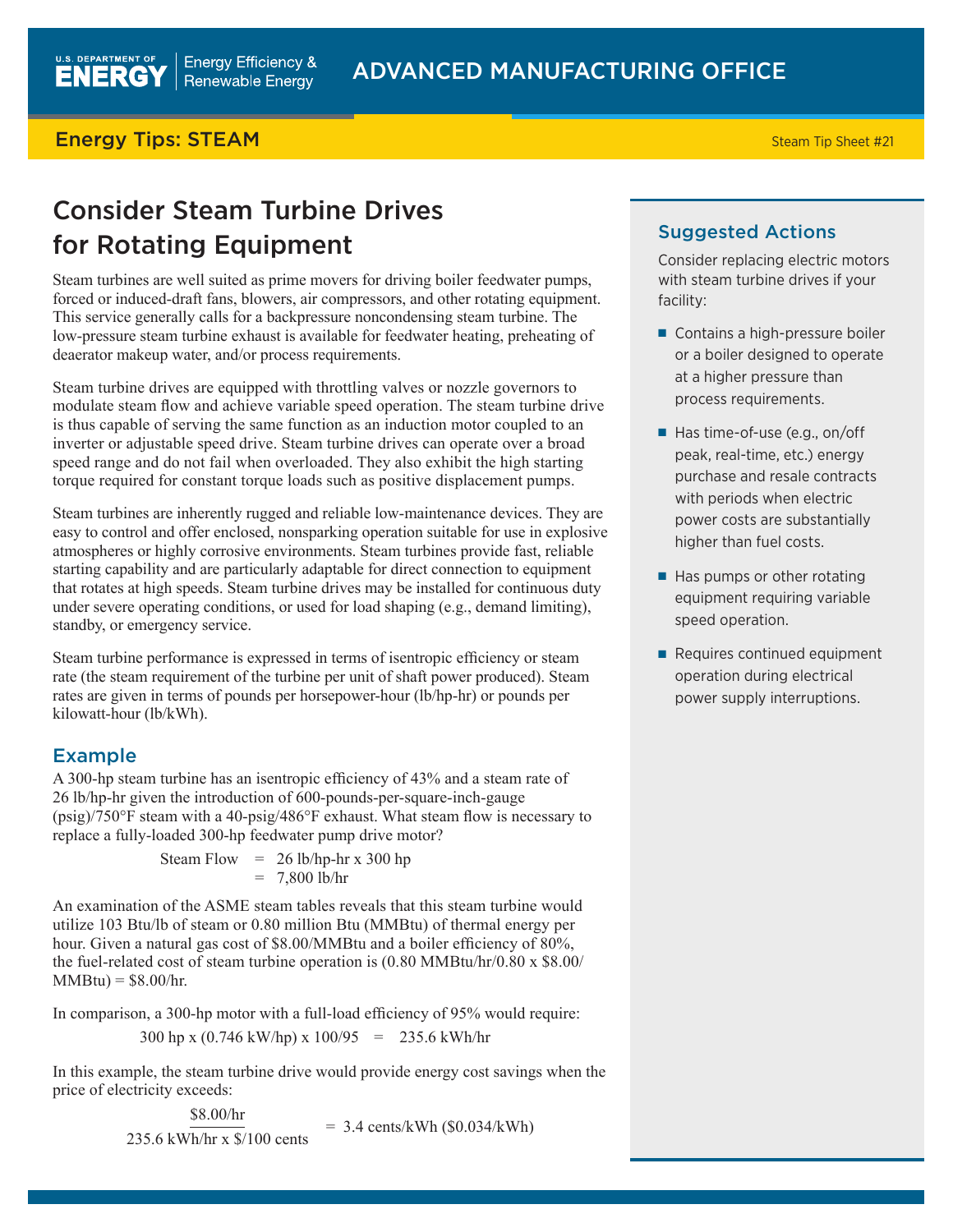U.S. DEPARTMENT OF ENERGY | Energy Efficiency & Renewable Energy

ADVANCED MANUFACTURING OFFICE

Energy Tips: STEAM

Steam Tip Sheet #21

# Consider Steam Turbine Drives for Rotating Equipment

Steam turbines are well suited as prime movers for driving boiler feedwater pumps, forced or induced-draft fans, blowers, air compressors, and other rotating equipment. This service generally calls for a backpressure noncondensing steam turbine. The low-pressure steam turbine exhaust is available for feedwater heating, preheating of deaerator makeup water, and/or process requirements.

Steam turbine drives are equipped with throttling valves or nozzle governors to modulate steam flow and achieve variable speed operation. The steam turbine drive is thus capable of serving the same function as an induction motor coupled to an inverter or adjustable speed drive. Steam turbine drives can operate over a broad speed range and do not fail when overloaded. They also exhibit the high starting torque required for constant torque loads such as positive displacement pumps.

Steam turbines are inherently rugged and reliable low-maintenance devices. They are easy to control and offer enclosed, nonsparking operation suitable for use in explosive atmospheres or highly corrosive environments. Steam turbines provide fast, reliable starting capability and are particularly adaptable for direct connection to equipment that rotates at high speeds. Steam turbine drives may be installed for continuous duty under severe operating conditions, or used for load shaping (e.g., demand limiting), standby, or emergency service.

Steam turbine performance is expressed in terms of isentropic efficiency or steam rate (the steam requirement of the turbine per unit of shaft power produced). Steam rates are given in terms of pounds per horsepower-hour (lb/hp-hr) or pounds per kilowatt-hour (lb/kWh).

## Example

A 300-hp steam turbine has an isentropic efficiency of 43% and a steam rate of 26 lb/hp-hr given the introduction of 600-pounds-per-square-inch-gauge (psig)/750°F steam with a 40-psig/486°F exhaust. What steam flow is necessary to replace a fully-loaded 300-hp feedwater pump drive motor?

$$\text{Steam Flow} = 26 \text{ lb/hp-hr} \times 300 \text{ hp} = 7{,}800 \text{ lb/hr}$$

An examination of the ASME steam tables reveals that this steam turbine would utilize 103 Btu/lb of steam or 0.80 million Btu (MMBtu) of thermal energy per hour. Given a natural gas cost of $8.00/MMBtu and a boiler efficiency of 80%, the fuel-related cost of steam turbine operation is (0.80 MMBtu/hr/0.80 x $8.00/MMBtu) = $8.00/hr.

In comparison, a 300-hp motor with a full-load efficiency of 95% would require:

$$300 \text{ hp} \times (0.746 \text{ kW/hp}) \times 100/95 = 235.6 \text{ kWh/hr}$$

In this example, the steam turbine drive would provide energy cost savings when the price of electricity exceeds:

$$\frac{\$8.00/\text{hr}}{235.6 \text{ kWh/hr} \times \$/100 \text{ cents}} = 3.4 \text{ cents/kWh } (\$0.034/\text{kWh})$$

## Suggested Actions

Consider replacing electric motors with steam turbine drives if your facility:

- Contains a high-pressure boiler or a boiler designed to operate at a higher pressure than process requirements.
- Has time-of-use (e.g., on/off peak, real-time, etc.) energy purchase and resale contracts with periods when electric power costs are substantially higher than fuel costs.
- Has pumps or other rotating equipment requiring variable speed operation.
- Requires continued equipment operation during electrical power supply interruptions.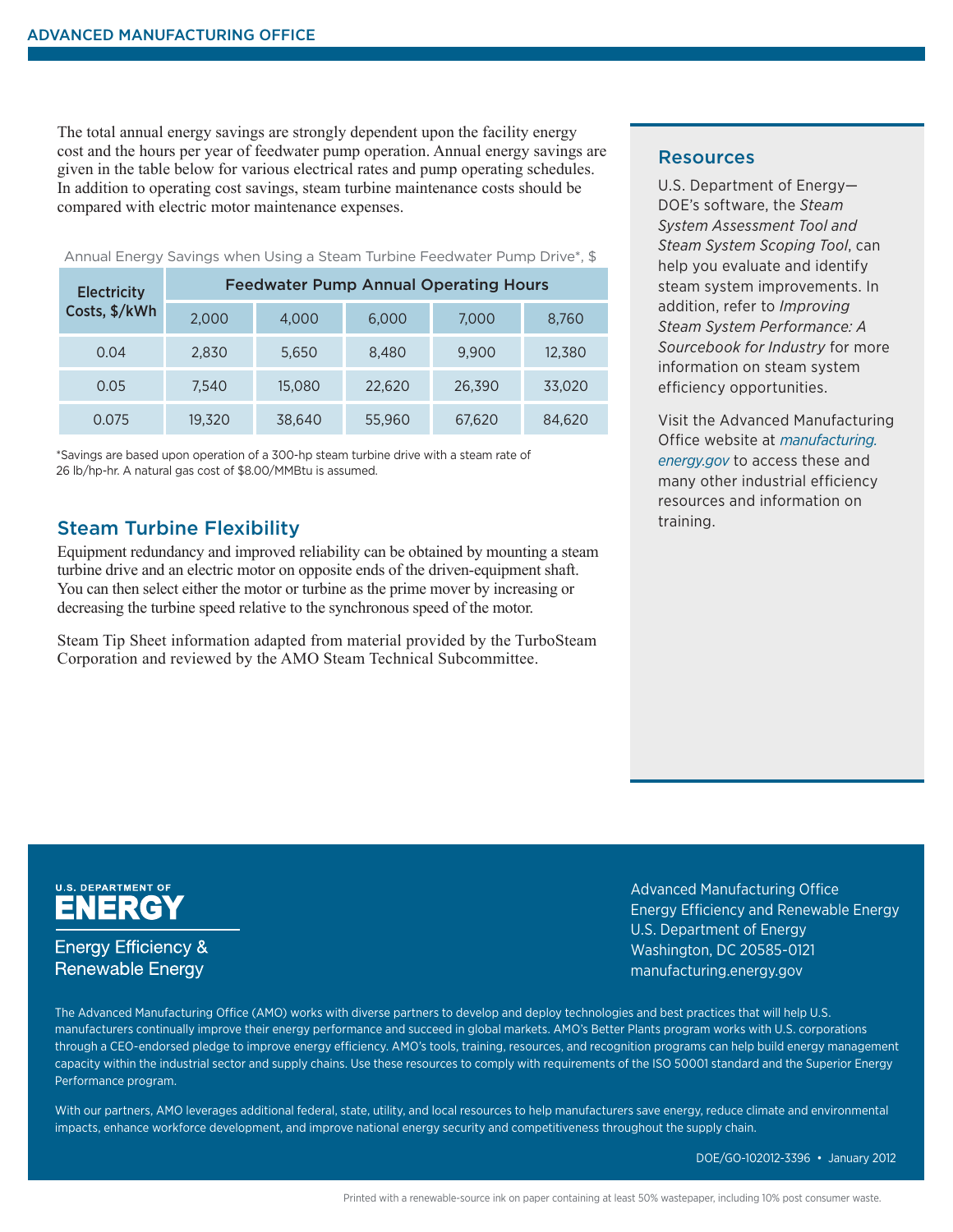The total annual energy savings are strongly dependent upon the facility energy cost and the hours per year of feedwater pump operation. Annual energy savings are given in the table below for various electrical rates and pump operating schedules. In addition to operating cost savings, steam turbine maintenance costs should be compared with electric motor maintenance expenses.

Annual Energy Savings when Using a Steam Turbine Feedwater Pump Drive*, $

| Electricity Costs, $/kWh | Feedwater Pump Annual Operating Hours | | | | |
|---|---|---|---|---|---|
| | 2,000 | 4,000 | 6,000 | 7,000 | 8,760 |
| 0.04 | 2,830 | 5,650 | 8,480 | 9,900 | 12,380 |
| 0.05 | 7,540 | 15,080 | 22,620 | 26,390 | 33,020 |
| 0.075 | 19,320 | 38,640 | 55,960 | 67,620 | 84,620 |

*Savings are based upon operation of a 300-hp steam turbine drive with a steam rate of 26 lb/hp-hr. A natural gas cost of $8.00/MMBtu is assumed.

## Steam Turbine Flexibility

Equipment redundancy and improved reliability can be obtained by mounting a steam turbine drive and an electric motor on opposite ends of the driven-equipment shaft. You can then select either the motor or turbine as the prime mover by increasing or decreasing the turbine speed relative to the synchronous speed of the motor.

Steam Tip Sheet information adapted from material provided by the TurboSteam Corporation and reviewed by the AMO Steam Technical Subcommittee.

## Resources

U.S. Department of Energy—DOE's software, the *Steam System Assessment Tool and Steam System Scoping Tool*, can help you evaluate and identify steam system improvements. In addition, refer to *Improving Steam System Performance: A Sourcebook for Industry* for more information on steam system efficiency opportunities.

Visit the Advanced Manufacturing Office website at *manufacturing.energy.gov* to access these and many other industrial efficiency resources and information on training.

U.S. DEPARTMENT OF ENERGY

Energy Efficiency & Renewable Energy

Advanced Manufacturing Office
Energy Efficiency and Renewable Energy
U.S. Department of Energy
Washington, DC 20585-0121
manufacturing.energy.gov

The Advanced Manufacturing Office (AMO) works with diverse partners to develop and deploy technologies and best practices that will help U.S. manufacturers continually improve their energy performance and succeed in global markets. AMO's Better Plants program works with U.S. corporations through a CEO-endorsed pledge to improve energy efficiency. AMO's tools, training, resources, and recognition programs can help build energy management capacity within the industrial sector and supply chains. Use these resources to comply with requirements of the ISO 50001 standard and the Superior Energy Performance program.

With our partners, AMO leverages additional federal, state, utility, and local resources to help manufacturers save energy, reduce climate and environmental impacts, enhance workforce development, and improve national energy security and competitiveness throughout the supply chain.

DOE/GO-102012-3396 • January 2012

Printed with a renewable-source ink on paper containing at least 50% wastepaper, including 10% post consumer waste.